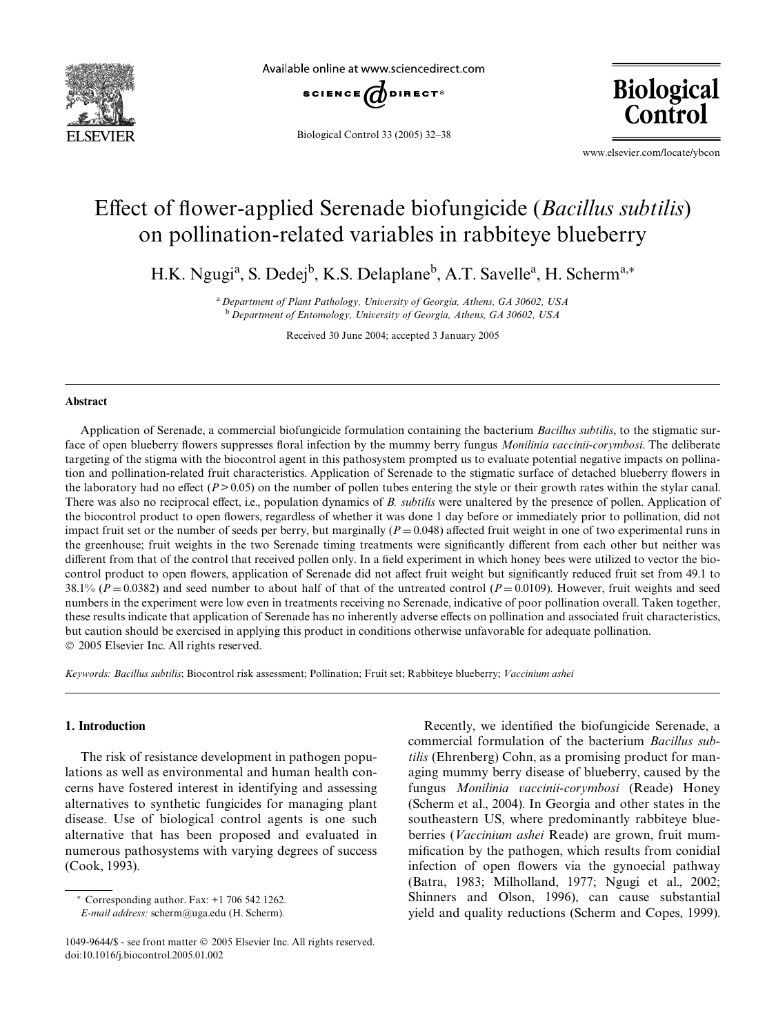# Effect of flower-applied Serenade biofungicide (*Bacillus subtilis*) on pollination-related variables in rabbiteye blueberry

H.K. Ngugi[a], S. Dedej[b], K.S. Delaplane[b], A.T. Savelle[a], H. Scherm[a,*]

[a] *Department of Plant Pathology, University of Georgia, Athens, GA 30602, USA*
[b] *Department of Entomology, University of Georgia, Athens, GA 30602, USA*

Received 30 June 2004; accepted 3 January 2005

## Abstract

Application of Serenade, a commercial biofungicide formulation containing the bacterium *Bacillus subtilis*, to the stigmatic surface of open blueberry flowers suppresses floral infection by the mummy berry fungus *Monilinia vaccinii-corymbosi*. The deliberate targeting of the stigma with the biocontrol agent in this pathosystem prompted us to evaluate potential negative impacts on pollination and pollination-related fruit characteristics. Application of Serenade to the stigmatic surface of detached blueberry flowers in the laboratory had no effect ($P > 0.05$) on the number of pollen tubes entering the style or their growth rates within the stylar canal. There was also no reciprocal effect, i.e., population dynamics of *B. subtilis* were unaltered by the presence of pollen. Application of the biocontrol product to open flowers, regardless of whether it was done 1 day before or immediately prior to pollination, did not impact fruit set or the number of seeds per berry, but marginally ($P = 0.048$) affected fruit weight in one of two experimental runs in the greenhouse; fruit weights in the two Serenade timing treatments were significantly different from each other but neither was different from that of the control that received pollen only. In a field experiment in which honey bees were utilized to vector the biocontrol product to open flowers, application of Serenade did not affect fruit weight but significantly reduced fruit set from 49.1 to 38.1% ($P = 0.0382$) and seed number to about half of that of the untreated control ($P = 0.0109$). However, fruit weights and seed numbers in the experiment were low even in treatments receiving no Serenade, indicative of poor pollination overall. Taken together, these results indicate that application of Serenade has no inherently adverse effects on pollination and associated fruit characteristics, but caution should be exercised in applying this product in conditions otherwise unfavorable for adequate pollination.
© 2005 Elsevier Inc. All rights reserved.

*Keywords:* *Bacillus subtilis*; Biocontrol risk assessment; Pollination; Fruit set; Rabbiteye blueberry; *Vaccinium ashei*

## 1. Introduction

The risk of resistance development in pathogen populations as well as environmental and human health concerns have fostered interest in identifying and assessing alternatives to synthetic fungicides for managing plant disease. Use of biological control agents is one such alternative that has been proposed and evaluated in numerous pathosystems with varying degrees of success (Cook, 1993).

Recently, we identified the biofungicide Serenade, a commercial formulation of the bacterium *Bacillus subtilis* (Ehrenberg) Cohn, as a promising product for managing mummy berry disease of blueberry, caused by the fungus *Monilinia vaccinii-corymbosi* (Reade) Honey (Scherm et al., 2004). In Georgia and other states in the southeastern US, where predominantly rabbiteye blueberries (*Vaccinium ashei* Reade) are grown, fruit mummification by the pathogen, which results from conidial infection of open flowers via the gynoecial pathway (Batra, 1983; Milholland, 1977; Ngugi et al., 2002; Shinners and Olson, 1996), can cause substantial yield and quality reductions (Scherm and Copes, 1999).

* Corresponding author. Fax: +1 706 542 1262.
*E-mail address:* scherm@uga.edu (H. Scherm).

1049-9644/$ - see front matter © 2005 Elsevier Inc. All rights reserved.
doi:10.1016/j.biocontrol.2005.01.002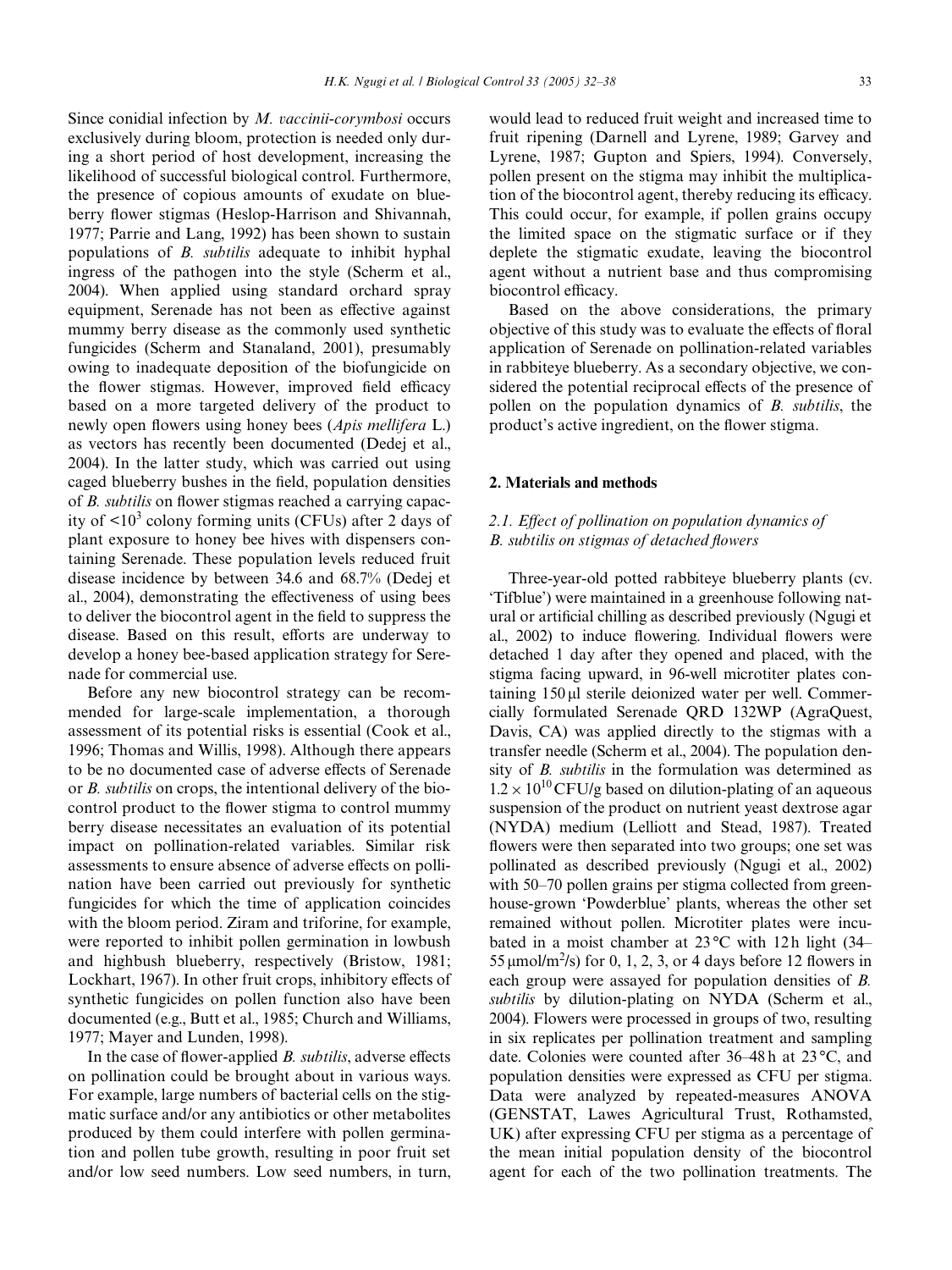Since conidial infection by *M. vaccinii-corymbosi* occurs exclusively during bloom, protection is needed only during a short period of host development, increasing the likelihood of successful biological control. Furthermore, the presence of copious amounts of exudate on blueberry flower stigmas (Heslop-Harrison and Shivannah, 1977; Parrie and Lang, 1992) has been shown to sustain populations of *B. subtilis* adequate to inhibit hyphal ingress of the pathogen into the style (Scherm et al., 2004). When applied using standard orchard spray equipment, Serenade has not been as effective against mummy berry disease as the commonly used synthetic fungicides (Scherm and Stanaland, 2001), presumably owing to inadequate deposition of the biofungicide on the flower stigmas. However, improved field efficacy based on a more targeted delivery of the product to newly open flowers using honey bees (*Apis mellifera* L.) as vectors has recently been documented (Dedej et al., 2004). In the latter study, which was carried out using caged blueberry bushes in the field, population densities of *B. subtilis* on flower stigmas reached a carrying capacity of $<10^3$ colony forming units (CFUs) after 2 days of plant exposure to honey bee hives with dispensers containing Serenade. These population levels reduced fruit disease incidence by between 34.6 and 68.7% (Dedej et al., 2004), demonstrating the effectiveness of using bees to deliver the biocontrol agent in the field to suppress the disease. Based on this result, efforts are underway to develop a honey bee-based application strategy for Serenade for commercial use.

Before any new biocontrol strategy can be recommended for large-scale implementation, a thorough assessment of its potential risks is essential (Cook et al., 1996; Thomas and Willis, 1998). Although there appears to be no documented case of adverse effects of Serenade or *B. subtilis* on crops, the intentional delivery of the biocontrol product to the flower stigma to control mummy berry disease necessitates an evaluation of its potential impact on pollination-related variables. Similar risk assessments to ensure absence of adverse effects on pollination have been carried out previously for synthetic fungicides for which the time of application coincides with the bloom period. Ziram and triforine, for example, were reported to inhibit pollen germination in lowbush and highbush blueberry, respectively (Bristow, 1981; Lockhart, 1967). In other fruit crops, inhibitory effects of synthetic fungicides on pollen function also have been documented (e.g., Butt et al., 1985; Church and Williams, 1977; Mayer and Lunden, 1998).

In the case of flower-applied *B. subtilis*, adverse effects on pollination could be brought about in various ways. For example, large numbers of bacterial cells on the stigmatic surface and/or any antibiotics or other metabolites produced by them could interfere with pollen germination and pollen tube growth, resulting in poor fruit set and/or low seed numbers. Low seed numbers, in turn, would lead to reduced fruit weight and increased time to fruit ripening (Darnell and Lyrene, 1989; Garvey and Lyrene, 1987; Gupton and Spiers, 1994). Conversely, pollen present on the stigma may inhibit the multiplication of the biocontrol agent, thereby reducing its efficacy. This could occur, for example, if pollen grains occupy the limited space on the stigmatic surface or if they deplete the stigmatic exudate, leaving the biocontrol agent without a nutrient base and thus compromising biocontrol efficacy.

Based on the above considerations, the primary objective of this study was to evaluate the effects of floral application of Serenade on pollination-related variables in rabbiteye blueberry. As a secondary objective, we considered the potential reciprocal effects of the presence of pollen on the population dynamics of *B. subtilis*, the product's active ingredient, on the flower stigma.

## 2. Materials and methods

### 2.1. Effect of pollination on population dynamics of *B. subtilis* on stigmas of detached flowers

Three-year-old potted rabbiteye blueberry plants (cv. 'Tifblue') were maintained in a greenhouse following natural or artificial chilling as described previously (Ngugi et al., 2002) to induce flowering. Individual flowers were detached 1 day after they opened and placed, with the stigma facing upward, in 96-well microtiter plates containing 150 μl sterile deionized water per well. Commercially formulated Serenade QRD 132WP (AgraQuest, Davis, CA) was applied directly to the stigmas with a transfer needle (Scherm et al., 2004). The population density of *B. subtilis* in the formulation was determined as $1.2 \times 10^{10}$ CFU/g based on dilution-plating of an aqueous suspension of the product on nutrient yeast dextrose agar (NYDA) medium (Lelliott and Stead, 1987). Treated flowers were then separated into two groups; one set was pollinated as described previously (Ngugi et al., 2002) with 50–70 pollen grains per stigma collected from greenhouse-grown 'Powderblue' plants, whereas the other set remained without pollen. Microtiter plates were incubated in a moist chamber at 23 °C with 12 h light (34–55 μmol/m$^2$/s) for 0, 1, 2, 3, or 4 days before 12 flowers in each group were assayed for population densities of *B. subtilis* by dilution-plating on NYDA (Scherm et al., 2004). Flowers were processed in groups of two, resulting in six replicates per pollination treatment and sampling date. Colonies were counted after 36–48 h at 23 °C, and population densities were expressed as CFU per stigma. Data were analyzed by repeated-measures ANOVA (GENSTAT, Lawes Agricultural Trust, Rothamsted, UK) after expressing CFU per stigma as a percentage of the mean initial population density of the biocontrol agent for each of the two pollination treatments. The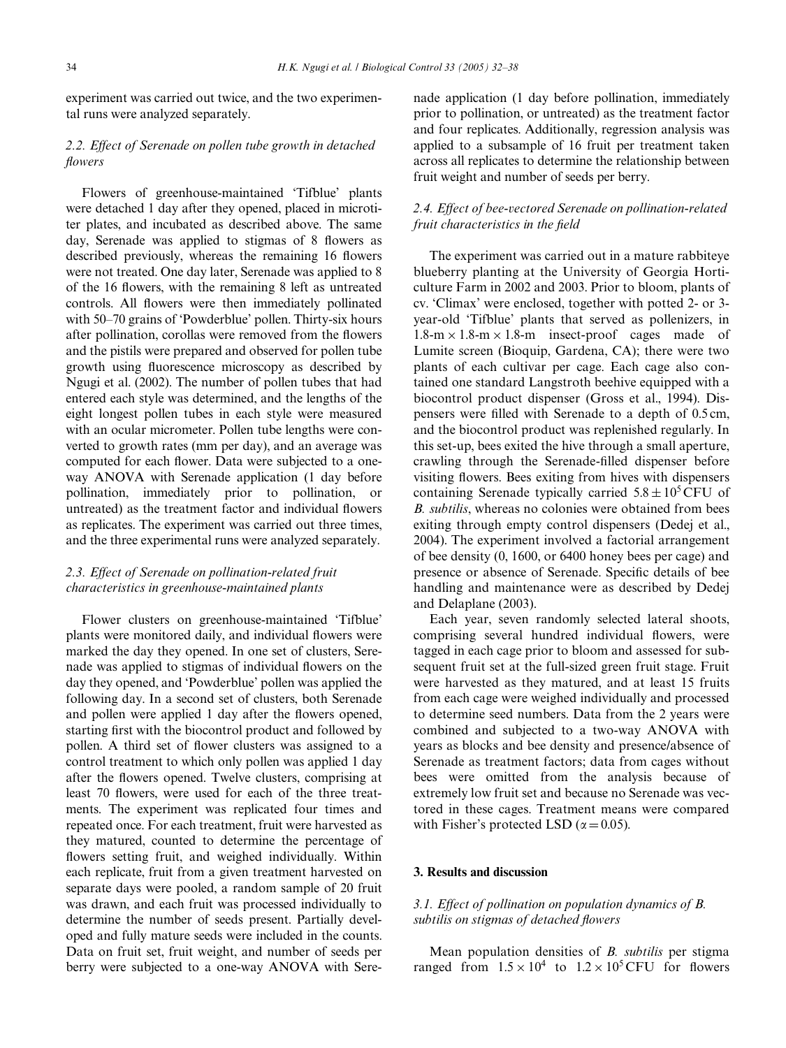experiment was carried out twice, and the two experimental runs were analyzed separately.

### 2.2. Effect of Serenade on pollen tube growth in detached flowers

Flowers of greenhouse-maintained 'Tifblue' plants were detached 1 day after they opened, placed in microtiter plates, and incubated as described above. The same day, Serenade was applied to stigmas of 8 flowers as described previously, whereas the remaining 16 flowers were not treated. One day later, Serenade was applied to 8 of the 16 flowers, with the remaining 8 left as untreated controls. All flowers were then immediately pollinated with 50–70 grains of 'Powderblue' pollen. Thirty-six hours after pollination, corollas were removed from the flowers and the pistils were prepared and observed for pollen tube growth using fluorescence microscopy as described by Ngugi et al. (2002). The number of pollen tubes that had entered each style was determined, and the lengths of the eight longest pollen tubes in each style were measured with an ocular micrometer. Pollen tube lengths were converted to growth rates (mm per day), and an average was computed for each flower. Data were subjected to a one-way ANOVA with Serenade application (1 day before pollination, immediately prior to pollination, or untreated) as the treatment factor and individual flowers as replicates. The experiment was carried out three times, and the three experimental runs were analyzed separately.

### 2.3. Effect of Serenade on pollination-related fruit characteristics in greenhouse-maintained plants

Flower clusters on greenhouse-maintained 'Tifblue' plants were monitored daily, and individual flowers were marked the day they opened. In one set of clusters, Serenade was applied to stigmas of individual flowers on the day they opened, and 'Powderblue' pollen was applied the following day. In a second set of clusters, both Serenade and pollen were applied 1 day after the flowers opened, starting first with the biocontrol product and followed by pollen. A third set of flower clusters was assigned to a control treatment to which only pollen was applied 1 day after the flowers opened. Twelve clusters, comprising at least 70 flowers, were used for each of the three treatments. The experiment was replicated four times and repeated once. For each treatment, fruit were harvested as they matured, counted to determine the percentage of flowers setting fruit, and weighed individually. Within each replicate, fruit from a given treatment harvested on separate days were pooled, a random sample of 20 fruit was drawn, and each fruit was processed individually to determine the number of seeds present. Partially developed and fully mature seeds were included in the counts. Data on fruit set, fruit weight, and number of seeds per berry were subjected to a one-way ANOVA with Serenade application (1 day before pollination, immediately prior to pollination, or untreated) as the treatment factor and four replicates. Additionally, regression analysis was applied to a subsample of 16 fruit per treatment taken across all replicates to determine the relationship between fruit weight and number of seeds per berry.

### 2.4. Effect of bee-vectored Serenade on pollination-related fruit characteristics in the field

The experiment was carried out in a mature rabbiteye blueberry planting at the University of Georgia Horticulture Farm in 2002 and 2003. Prior to bloom, plants of cv. 'Climax' were enclosed, together with potted 2- or 3-year-old 'Tifblue' plants that served as pollenizers, in 1.8-m × 1.8-m × 1.8-m insect-proof cages made of Lumite screen (Bioquip, Gardena, CA); there were two plants of each cultivar per cage. Each cage also contained one standard Langstroth beehive equipped with a biocontrol product dispenser (Gross et al., 1994). Dispensers were filled with Serenade to a depth of 0.5 cm, and the biocontrol product was replenished regularly. In this set-up, bees exited the hive through a small aperture, crawling through the Serenade-filled dispenser before visiting flowers. Bees exiting from hives with dispensers containing Serenade typically carried $5.8 \pm 10^5$ CFU of *B. subtilis*, whereas no colonies were obtained from bees exiting through empty control dispensers (Dedej et al., 2004). The experiment involved a factorial arrangement of bee density (0, 1600, or 6400 honey bees per cage) and presence or absence of Serenade. Specific details of bee handling and maintenance were as described by Dedej and Delaplane (2003).

Each year, seven randomly selected lateral shoots, comprising several hundred individual flowers, were tagged in each cage prior to bloom and assessed for subsequent fruit set at the full-sized green fruit stage. Fruit were harvested as they matured, and at least 15 fruits from each cage were weighed individually and processed to determine seed numbers. Data from the 2 years were combined and subjected to a two-way ANOVA with years as blocks and bee density and presence/absence of Serenade as treatment factors; data from cages without bees were omitted from the analysis because of extremely low fruit set and because no Serenade was vectored in these cages. Treatment means were compared with Fisher's protected LSD ($\alpha = 0.05$).

## 3. Results and discussion

### 3.1. Effect of pollination on population dynamics of B. subtilis on stigmas of detached flowers

Mean population densities of *B. subtilis* per stigma ranged from $1.5 \times 10^4$ to $1.2 \times 10^5$ CFU for flowers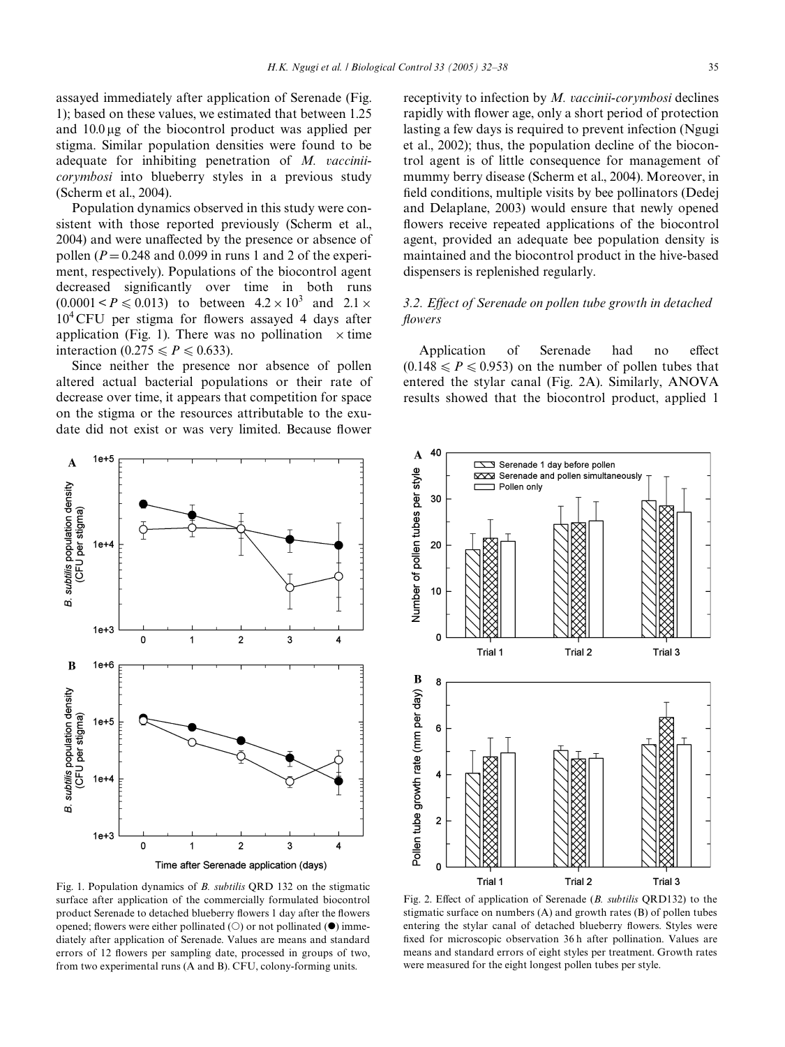assayed immediately after application of Serenade (Fig. 1); based on these values, we estimated that between 1.25 and 10.0 μg of the biocontrol product was applied per stigma. Similar population densities were found to be adequate for inhibiting penetration of *M. vaccinii-corymbosi* into blueberry styles in a previous study (Scherm et al., 2004).

Population dynamics observed in this study were consistent with those reported previously (Scherm et al., 2004) and were unaffected by the presence or absence of pollen ($P = 0.248$ and 0.099 in runs 1 and 2 of the experiment, respectively). Populations of the biocontrol agent decreased significantly over time in both runs ($0.0001 < P \leqslant 0.013$) to between $4.2 \times 10^3$ and $2.1 \times 10^4$ CFU per stigma for flowers assayed 4 days after application (Fig. 1). There was no pollination × time interaction ($0.275 \leqslant P \leqslant 0.633$).

Since neither the presence nor absence of pollen altered actual bacterial populations or their rate of decrease over time, it appears that competition for space on the stigma or the resources attributable to the exudate did not exist or was very limited. Because flower receptivity to infection by *M. vaccinii-corymbosi* declines rapidly with flower age, only a short period of protection lasting a few days is required to prevent infection (Ngugi et al., 2002); thus, the population decline of the biocontrol agent is of little consequence for management of mummy berry disease (Scherm et al., 2004). Moreover, in field conditions, multiple visits by bee pollinators (Dedej and Delaplane, 2003) would ensure that newly opened flowers receive repeated applications of the biocontrol agent, provided an adequate bee population density is maintained and the biocontrol product in the hive-based dispensers is replenished regularly.

### 3.2. Effect of Serenade on pollen tube growth in detached flowers

Application of Serenade had no effect ($0.148 \leqslant P \leqslant 0.953$) on the number of pollen tubes that entered the stylar canal (Fig. 2A). Similarly, ANOVA results showed that the biocontrol product, applied 1

Fig. 1. Population dynamics of *B. subtilis* QRD 132 on the stigmatic surface after application of the commercially formulated biocontrol product Serenade to detached blueberry flowers 1 day after the flowers opened; flowers were either pollinated (○) or not pollinated (●) immediately after application of Serenade. Values are means and standard errors of 12 flowers per sampling date, processed in groups of two, from two experimental runs (A and B). CFU, colony-forming units.

Fig. 2. Effect of application of Serenade (*B. subtilis* QRD132) to the stigmatic surface on numbers (A) and growth rates (B) of pollen tubes entering the stylar canal of detached blueberry flowers. Styles were fixed for microscopic observation 36 h after pollination. Values are means and standard errors of eight styles per treatment. Growth rates were measured for the eight longest pollen tubes per style.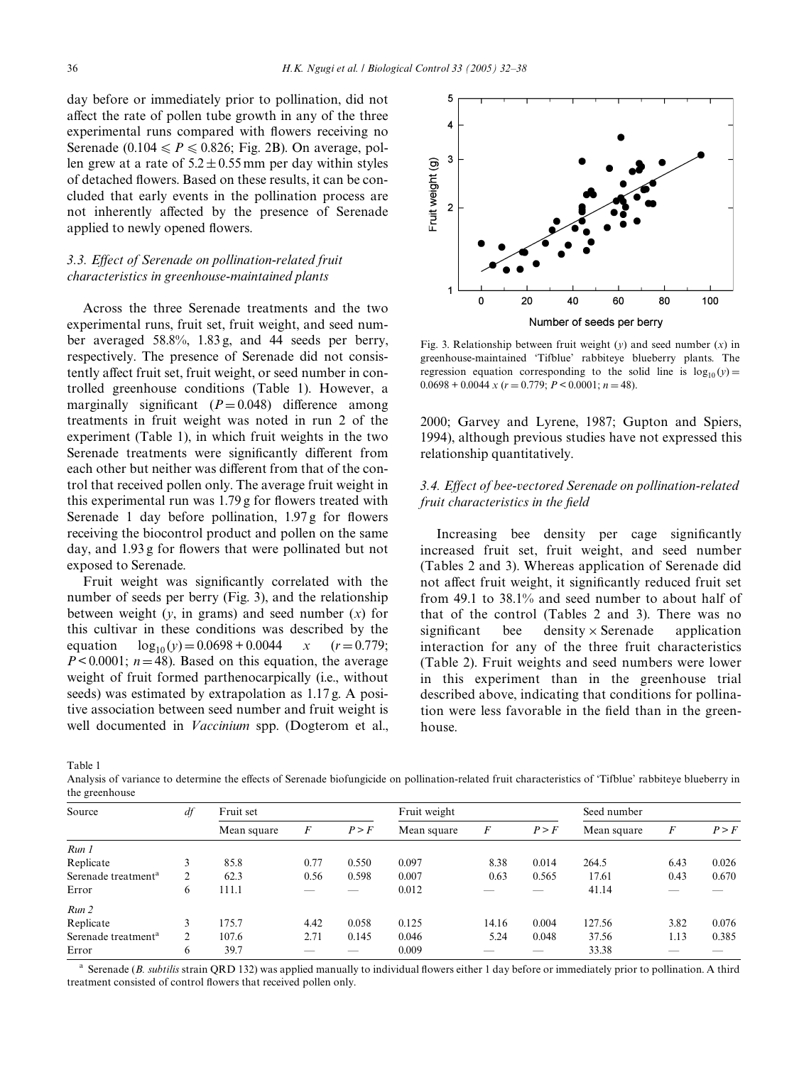day before or immediately prior to pollination, did not affect the rate of pollen tube growth in any of the three experimental runs compared with flowers receiving no Serenade ($0.104 \leqslant P \leqslant 0.826$; Fig. 2B). On average, pollen grew at a rate of $5.2 \pm 0.55$ mm per day within styles of detached flowers. Based on these results, it can be concluded that early events in the pollination process are not inherently affected by the presence of Serenade applied to newly opened flowers.

### 3.3. Effect of Serenade on pollination-related fruit characteristics in greenhouse-maintained plants

Across the three Serenade treatments and the two experimental runs, fruit set, fruit weight, and seed number averaged 58.8%, 1.83 g, and 44 seeds per berry, respectively. The presence of Serenade did not consistently affect fruit set, fruit weight, or seed number in controlled greenhouse conditions (Table 1). However, a marginally significant ($P = 0.048$) difference among treatments in fruit weight was noted in run 2 of the experiment (Table 1), in which fruit weights in the two Serenade treatments were significantly different from each other but neither was different from that of the control that received pollen only. The average fruit weight in this experimental run was 1.79 g for flowers treated with Serenade 1 day before pollination, 1.97 g for flowers receiving the biocontrol product and pollen on the same day, and 1.93 g for flowers that were pollinated but not exposed to Serenade.

Fruit weight was significantly correlated with the number of seeds per berry (Fig. 3), and the relationship between weight ($y$, in grams) and seed number ($x$) for this cultivar in these conditions was described by the equation $\log_{10}(y) = 0.0698 + 0.0044\ x$ ($r = 0.779$; $P < 0.0001$; $n = 48$). Based on this equation, the average weight of fruit formed parthenocarpically (i.e., without seeds) was estimated by extrapolation as 1.17 g. A positive association between seed number and fruit weight is well documented in *Vaccinium* spp. (Dogterom et al., 2000; Garvey and Lyrene, 1987; Gupton and Spiers, 1994), although previous studies have not expressed this relationship quantitatively.

Fig. 3. Relationship between fruit weight ($y$) and seed number ($x$) in greenhouse-maintained 'Tifblue' rabbiteye blueberry plants. The regression equation corresponding to the solid line is $\log_{10}(y) = 0.0698 + 0.0044\ x$ ($r = 0.779$; $P < 0.0001$; $n = 48$).

### 3.4. Effect of bee-vectored Serenade on pollination-related fruit characteristics in the field

Increasing bee density per cage significantly increased fruit set, fruit weight, and seed number (Tables 2 and 3). Whereas application of Serenade did not affect fruit weight, it significantly reduced fruit set from 49.1 to 38.1% and seed number to about half of that of the control (Tables 2 and 3). There was no significant bee density × Serenade application interaction for any of the three fruit characteristics (Table 2). Fruit weights and seed numbers were lower in this experiment than in the greenhouse trial described above, indicating that conditions for pollination were less favorable in the field than in the greenhouse.

Table 1
Analysis of variance to determine the effects of Serenade biofungicide on pollination-related fruit characteristics of 'Tifblue' rabbiteye blueberry in the greenhouse

| Source | *df* | Fruit set | | | Fruit weight | | | Seed number | | |
|---|---|---|---|---|---|---|---|---|---|---|
| | | Mean square | *F* | *P* > *F* | Mean square | *F* | *P* > *F* | Mean square | *F* | *P* > *F* |
| *Run 1* | | | | | | | | | | |
| Replicate | 3 | 85.8 | 0.77 | 0.550 | 0.097 | 8.38 | 0.014 | 264.5 | 6.43 | 0.026 |
| Serenade treatment[a] | 2 | 62.3 | 0.56 | 0.598 | 0.007 | 0.63 | 0.565 | 17.61 | 0.43 | 0.670 |
| Error | 6 | 111.1 | — | — | 0.012 | — | — | 41.14 | — | — |
| *Run 2* | | | | | | | | | | |
| Replicate | 3 | 175.7 | 4.42 | 0.058 | 0.125 | 14.16 | 0.004 | 127.56 | 3.82 | 0.076 |
| Serenade treatment[a] | 2 | 107.6 | 2.71 | 0.145 | 0.046 | 5.24 | 0.048 | 37.56 | 1.13 | 0.385 |
| Error | 6 | 39.7 | — | — | 0.009 | — | — | 33.38 | — | — |

[a] Serenade (*B. subtilis* strain QRD 132) was applied manually to individual flowers either 1 day before or immediately prior to pollination. A third treatment consisted of control flowers that received pollen only.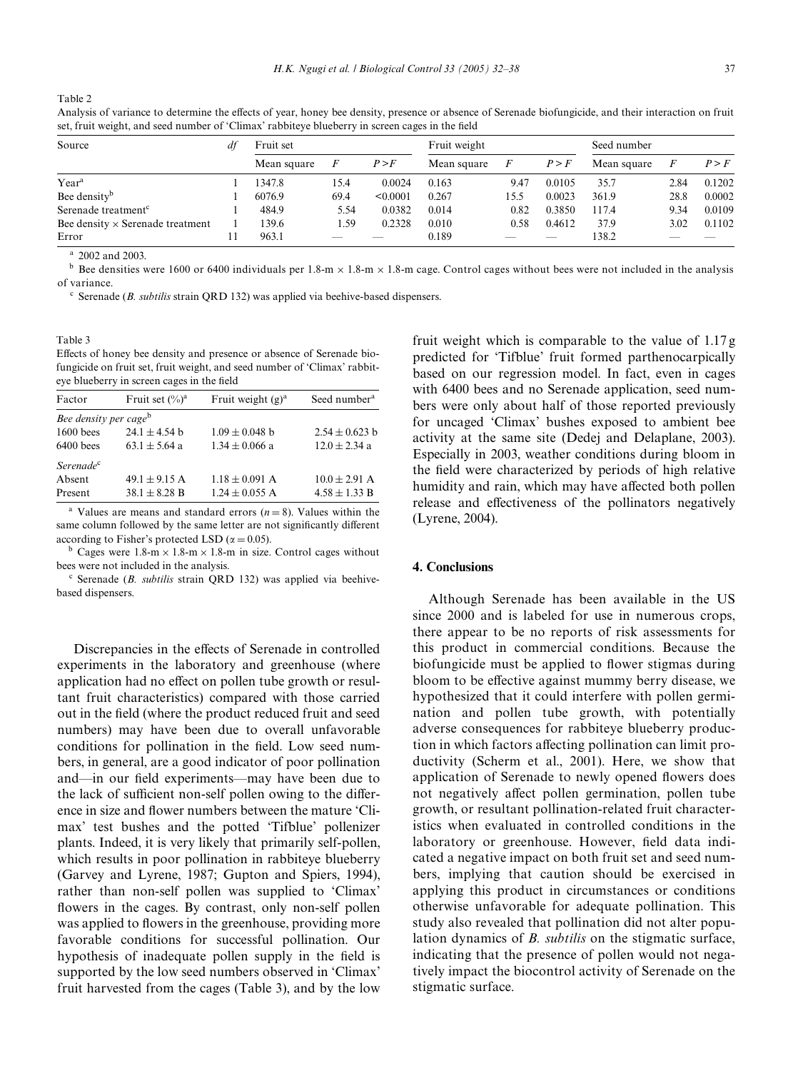Table 2

Analysis of variance to determine the effects of year, honey bee density, presence or absence of Serenade biofungicide, and their interaction on fruit set, fruit weight, and seed number of 'Climax' rabbiteye blueberry in screen cages in the field

| Source | df | Fruit set | | | Fruit weight | | | Seed number | | |
|---|---|---|---|---|---|---|---|---|---|---|
| | | Mean square | F | P > F | Mean square | F | P > F | Mean square | F | P > F |
| Year[a] | 1 | 1347.8 | 15.4 | 0.0024 | 0.163 | 9.47 | 0.0105 | 35.7 | 2.84 | 0.1202 |
| Bee density[b] | 1 | 6076.9 | 69.4 | <0.0001 | 0.267 | 15.5 | 0.0023 | 361.9 | 28.8 | 0.0002 |
| Serenade treatment[c] | 1 | 484.9 | 5.54 | 0.0382 | 0.014 | 0.82 | 0.3850 | 117.4 | 9.34 | 0.0109 |
| Bee density × Serenade treatment | 1 | 139.6 | 1.59 | 0.2328 | 0.010 | 0.58 | 0.4612 | 37.9 | 3.02 | 0.1102 |
| Error | 11 | 963.1 | — | — | 0.189 | — | — | 138.2 | — | — |

[a] 2002 and 2003.

[b] Bee densities were 1600 or 6400 individuals per 1.8-m × 1.8-m × 1.8-m cage. Control cages without bees were not included in the analysis of variance.

[c] Serenade (*B. subtilis* strain QRD 132) was applied via beehive-based dispensers.

Table 3

Effects of honey bee density and presence or absence of Serenade biofungicide on fruit set, fruit weight, and seed number of 'Climax' rabbiteye blueberry in screen cages in the field

| Factor | Fruit set (%)[a] | Fruit weight (g)[a] | Seed number[a] |
|---|---|---|---|
| *Bee density per cage*[b] | | | |
| 1600 bees | 24.1 ± 4.54 b | 1.09 ± 0.048 b | 2.54 ± 0.623 b |
| 6400 bees | 63.1 ± 5.64 a | 1.34 ± 0.066 a | 12.0 ± 2.34 a |
| *Serenade*[c] | | | |
| Absent | 49.1 ± 9.15 A | 1.18 ± 0.091 A | 10.0 ± 2.91 A |
| Present | 38.1 ± 8.28 B | 1.24 ± 0.055 A | 4.58 ± 1.33 B |

[a] Values are means and standard errors ($n = 8$). Values within the same column followed by the same letter are not significantly different according to Fisher's protected LSD ($\alpha = 0.05$).

[b] Cages were 1.8-m × 1.8-m × 1.8-m in size. Control cages without bees were not included in the analysis.

[c] Serenade (*B. subtilis* strain QRD 132) was applied via beehive-based dispensers.

Discrepancies in the effects of Serenade in controlled experiments in the laboratory and greenhouse (where application had no effect on pollen tube growth or resultant fruit characteristics) compared with those carried out in the field (where the product reduced fruit and seed numbers) may have been due to overall unfavorable conditions for pollination in the field. Low seed numbers, in general, are a good indicator of poor pollination and—in our field experiments—may have been due to the lack of sufficient non-self pollen owing to the difference in size and flower numbers between the mature 'Climax' test bushes and the potted 'Tifblue' pollenizer plants. Indeed, it is very likely that primarily self-pollen, which results in poor pollination in rabbiteye blueberry (Garvey and Lyrene, 1987; Gupton and Spiers, 1994), rather than non-self pollen was supplied to 'Climax' flowers in the cages. By contrast, only non-self pollen was applied to flowers in the greenhouse, providing more favorable conditions for successful pollination. Our hypothesis of inadequate pollen supply in the field is supported by the low seed numbers observed in 'Climax' fruit harvested from the cages (Table 3), and by the low fruit weight which is comparable to the value of 1.17 g predicted for 'Tifblue' fruit formed parthenocarpically based on our regression model. In fact, even in cages with 6400 bees and no Serenade application, seed numbers were only about half of those reported previously for uncaged 'Climax' bushes exposed to ambient bee activity at the same site (Dedej and Delaplane, 2003). Especially in 2003, weather conditions during bloom in the field were characterized by periods of high relative humidity and rain, which may have affected both pollen release and effectiveness of the pollinators negatively (Lyrene, 2004).

## 4. Conclusions

Although Serenade has been available in the US since 2000 and is labeled for use in numerous crops, there appear to be no reports of risk assessments for this product in commercial conditions. Because the biofungicide must be applied to flower stigmas during bloom to be effective against mummy berry disease, we hypothesized that it could interfere with pollen germination and pollen tube growth, with potentially adverse consequences for rabbiteye blueberry production in which factors affecting pollination can limit productivity (Scherm et al., 2001). Here, we show that application of Serenade to newly opened flowers does not negatively affect pollen germination, pollen tube growth, or resultant pollination-related fruit characteristics when evaluated in controlled conditions in the laboratory or greenhouse. However, field data indicated a negative impact on both fruit set and seed numbers, implying that caution should be exercised in applying this product in circumstances or conditions otherwise unfavorable for adequate pollination. This study also revealed that pollination did not alter population dynamics of *B. subtilis* on the stigmatic surface, indicating that the presence of pollen would not negatively impact the biocontrol activity of Serenade on the stigmatic surface.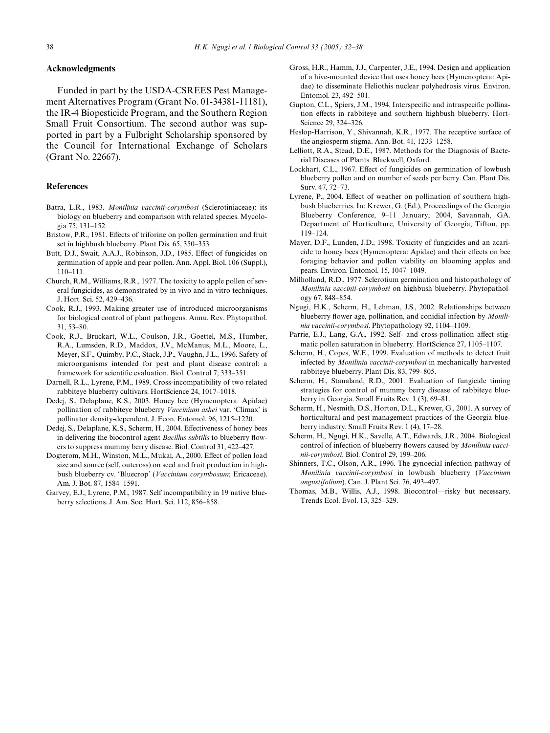## Acknowledgments

Funded in part by the USDA-CSREES Pest Management Alternatives Program (Grant No. 01-34381-11181), the IR-4 Biopesticide Program, and the Southern Region Small Fruit Consortium. The second author was supported in part by a Fulbright Scholarship sponsored by the Council for International Exchange of Scholars (Grant No. 22667).

## References

Batra, L.R., 1983. *Monilinia vaccinii-corymbosi* (Sclerotiniaceae): its biology on blueberry and comparison with related species. Mycologia 75, 131–152.

Bristow, P.R., 1981. Effects of triforine on pollen germination and fruit set in highbush blueberry. Plant Dis. 65, 350–353.

Butt, D.J., Swait, A.A.J., Robinson, J.D., 1985. Effect of fungicides on germination of apple and pear pollen. Ann. Appl. Biol. 106 (Suppl.), 110–111.

Church, R.M., Williams, R.R., 1977. The toxicity to apple pollen of several fungicides, as demonstrated by in vivo and in vitro techniques. J. Hort. Sci. 52, 429–436.

Cook, R.J., 1993. Making greater use of introduced microorganisms for biological control of plant pathogens. Annu. Rev. Phytopathol. 31, 53–80.

Cook, R.J., Bruckart, W.L., Coulson, J.R., Goettel, M.S., Humber, R.A., Lumsden, R.D., Maddox, J.V., McManus, M.L., Moore, L., Meyer, S.F., Quimby, P.C., Stack, J.P., Vaughn, J.L., 1996. Safety of microorganisms intended for pest and plant disease control: a framework for scientific evaluation. Biol. Control 7, 333–351.

Darnell, R.L., Lyrene, P.M., 1989. Cross-incompatibility of two related rabbiteye blueberry cultivars. HortScience 24, 1017–1018.

Dedej, S., Delaplane, K.S., 2003. Honey bee (Hymenoptera: Apidae) pollination of rabbiteye blueberry *Vaccinium ashei* var. 'Climax' is pollinator density-dependent. J. Econ. Entomol. 96, 1215–1220.

Dedej, S., Delaplane, K.S., Scherm, H., 2004. Effectiveness of honey bees in delivering the biocontrol agent *Bacillus subtilis* to blueberry flowers to suppress mummy berry disease. Biol. Control 31, 422–427.

Dogterom, M.H., Winston, M.L., Mukai, A., 2000. Effect of pollen load size and source (self, outcross) on seed and fruit production in highbush blueberry cv. 'Bluecrop' (*Vaccinium corymbosum*; Ericaceae). Am. J. Bot. 87, 1584–1591.

Garvey, E.J., Lyrene, P.M., 1987. Self incompatibility in 19 native blueberry selections. J. Am. Soc. Hort. Sci. 112, 856–858.

Gross, H.R., Hamm, J.J., Carpenter, J.E., 1994. Design and application of a hive-mounted device that uses honey bees (Hymenoptera: Apidae) to disseminate Heliothis nuclear polyhedrosis virus. Environ. Entomol. 23, 492–501.

Gupton, C.L., Spiers, J.M., 1994. Interspecific and intraspecific pollination effects in rabbiteye and southern highbush blueberry. HortScience 29, 324–326.

Heslop-Harrison, Y., Shivannah, K.R., 1977. The receptive surface of the angiosperm stigma. Ann. Bot. 41, 1233–1258.

Lelliott, R.A., Stead, D.E., 1987. Methods for the Diagnosis of Bacterial Diseases of Plants. Blackwell, Oxford.

Lockhart, C.L., 1967. Effect of fungicides on germination of lowbush blueberry pollen and on number of seeds per berry. Can. Plant Dis. Surv. 47, 72–73.

Lyrene, P., 2004. Effect of weather on pollination of southern highbush blueberries. In: Krewer, G. (Ed.), Proceedings of the Georgia Blueberry Conference, 9–11 January, 2004, Savannah, GA. Department of Horticulture, University of Georgia, Tifton, pp. 119–124.

Mayer, D.F., Lunden, J.D., 1998. Toxicity of fungicides and an acaricide to honey bees (Hymenoptera: Apidae) and their effects on bee foraging behavior and pollen viability on blooming apples and pears. Environ. Entomol. 15, 1047–1049.

Milholland, R.D., 1977. Sclerotium germination and histopathology of *Monilinia vaccinii-corymbosi* on highbush blueberry. Phytopathology 67, 848–854.

Ngugi, H.K., Scherm, H., Lehman, J.S., 2002. Relationships between blueberry flower age, pollination, and conidial infection by *Monilinia vaccinii-corymbosi*. Phytopathology 92, 1104–1109.

Parrie, E.J., Lang, G.A., 1992. Self- and cross-pollination affect stigmatic pollen saturation in blueberry. HortScience 27, 1105–1107.

Scherm, H., Copes, W.E., 1999. Evaluation of methods to detect fruit infected by *Monilinia vaccinii-corymbosi* in mechanically harvested rabbiteye blueberry. Plant Dis. 83, 799–805.

Scherm, H., Stanaland, R.D., 2001. Evaluation of fungicide timing strategies for control of mummy berry disease of rabbiteye blueberry in Georgia. Small Fruits Rev. 1 (3), 69–81.

Scherm, H., Nesmith, D.S., Horton, D.L., Krewer, G., 2001. A survey of horticultural and pest management practices of the Georgia blueberry industry. Small Fruits Rev. 1 (4), 17–28.

Scherm, H., Ngugi, H.K., Savelle, A.T., Edwards, J.R., 2004. Biological control of infection of blueberry flowers caused by *Monilinia vaccinii-corymbosi*. Biol. Control 29, 199–206.

Shinners, T.C., Olson, A.R., 1996. The gynoecial infection pathway of *Monilinia vaccinii-corymbosi* in lowbush blueberry (*Vaccinium angustifolium*). Can. J. Plant Sci. 76, 493–497.

Thomas, M.B., Willis, A.J., 1998. Biocontrol—risky but necessary. Trends Ecol. Evol. 13, 325–329.